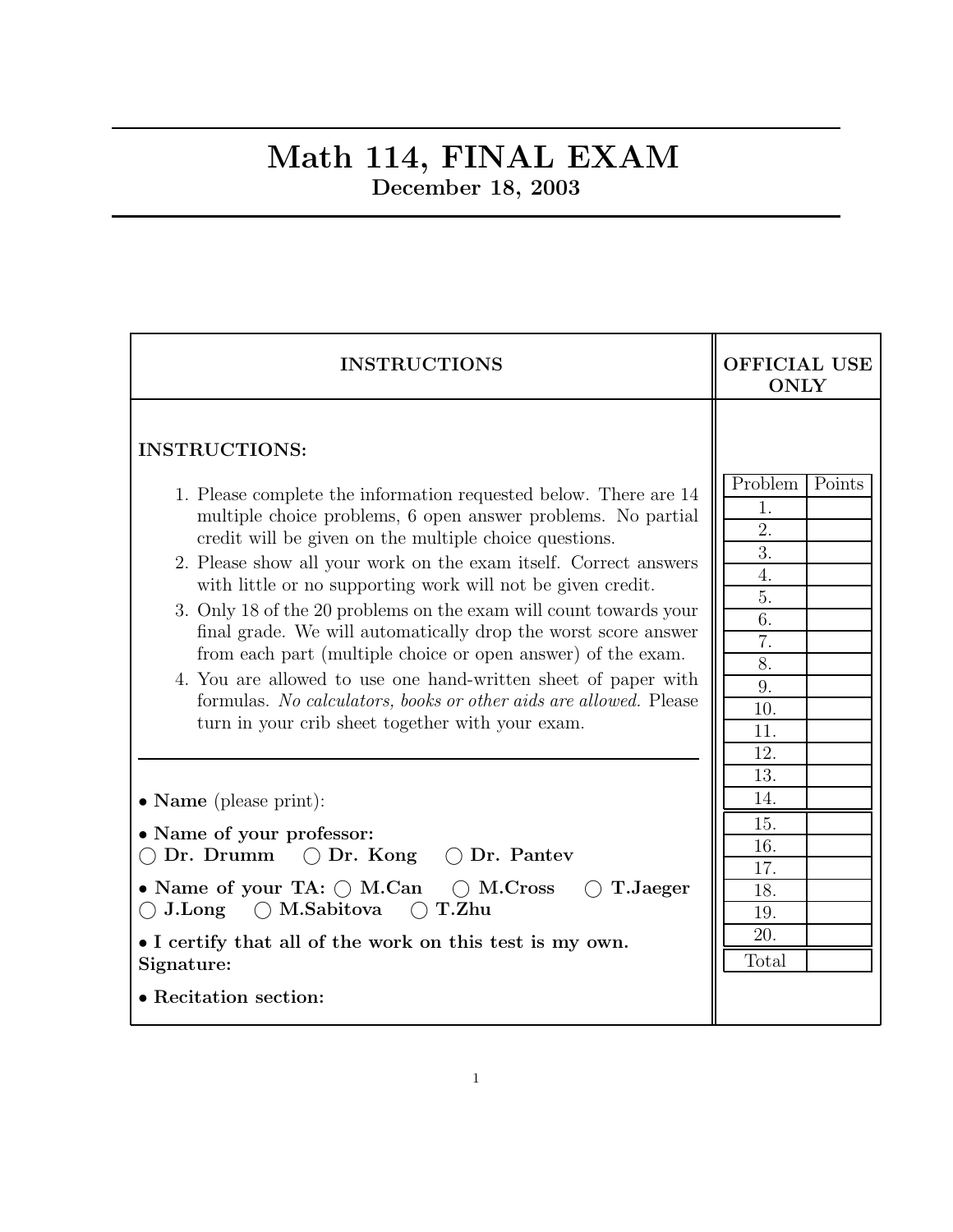# Math 114, FINAL EXAM

## December 18, 2003

| INSTRUCTIONS | OFFICIAL USE ONLY |
|---|---|

**INSTRUCTIONS:**

1. Please complete the information requested below. There are 14 multiple choice problems, 6 open answer problems. No partial credit will be given on the multiple choice questions.
2. Please show all your work on the exam itself. Correct answers with little or no supporting work will not be given credit.
3. Only 18 of the 20 problems on the exam will count towards your final grade. We will automatically drop the worst score answer from each part (multiple choice or open answer) of the exam.
4. You are allowed to use one hand-written sheet of paper with formulas. *No calculators, books or other aids are allowed.* Please turn in your crib sheet together with your exam.

---

- **Name** (please print):
- **Name of your professor:**
  ◯ **Dr. Drumm** ◯ **Dr. Kong** ◯ **Dr. Pantev**
- **Name of your TA:** ◯ **M.Can** ◯ **M.Cross** ◯ **T.Jaeger** ◯ **J.Long** ◯ **M.Sabitova** ◯ **T.Zhu**
- **I certify that all of the work on this test is my own.**
  **Signature:**
- **Recitation section:**

| Problem | Points |
|---|---|
| 1. | |
| 2. | |
| 3. | |
| 4. | |
| 5. | |
| 6. | |
| 7. | |
| 8. | |
| 9. | |
| 10. | |
| 11. | |
| 12. | |
| 13. | |
| 14. | |
| 15. | |
| 16. | |
| 17. | |
| 18. | |
| 19. | |
| 20. | |
| Total | |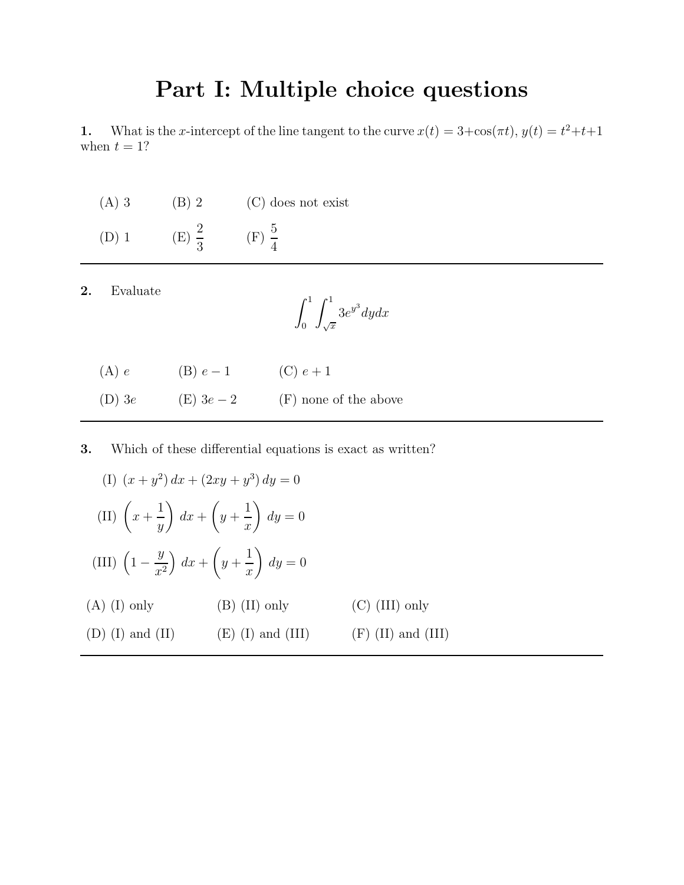# Part I: Multiple choice questions

**1.** What is the $x$-intercept of the line tangent to the curve $x(t) = 3+\cos(\pi t)$, $y(t) = t^2+t+1$ when $t = 1$?

(A) 3 (B) 2 (C) does not exist

(D) 1 (E) $\frac{2}{3}$ (F) $\frac{5}{4}$

---

**2.** Evaluate

$$\int_0^1 \int_{\sqrt{x}}^1 3e^{y^3} dy dx$$

(A) $e$ (B) $e-1$ (C) $e+1$

(D) $3e$ (E) $3e-2$ (F) none of the above

---

**3.** Which of these differential equations is exact as written?

(I) $(x+y^2)\,dx + (2xy+y^3)\,dy = 0$

(II) $\left(x+\frac{1}{y}\right)\,dx + \left(y+\frac{1}{x}\right)\,dy = 0$

(III) $\left(1-\frac{y}{x^2}\right)\,dx + \left(y+\frac{1}{x}\right)\,dy = 0$

(A) (I) only (B) (II) only (C) (III) only

(D) (I) and (II) (E) (I) and (III) (F) (II) and (III)

---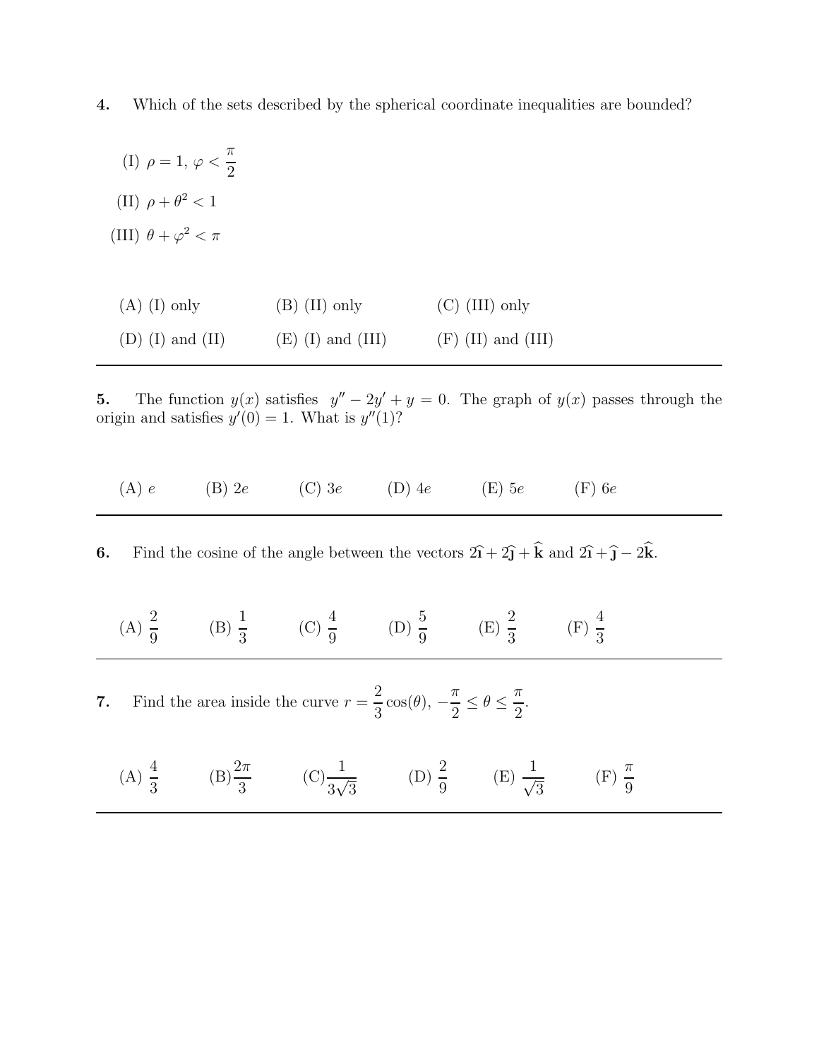**4.** Which of the sets described by the spherical coordinate inequalities are bounded?

(I) $\rho = 1,\ \varphi < \dfrac{\pi}{2}$

(II) $\rho + \theta^2 < 1$

(III) $\theta + \varphi^2 < \pi$

(A) (I) only (B) (II) only (C) (III) only

(D) (I) and (II) (E) (I) and (III) (F) (II) and (III)

---

**5.** The function $y(x)$ satisfies $y'' - 2y' + y = 0$. The graph of $y(x)$ passes through the origin and satisfies $y'(0) = 1$. What is $y''(1)$?

(A) $e$ (B) $2e$ (C) $3e$ (D) $4e$ (E) $5e$ (F) $6e$

---

**6.** Find the cosine of the angle between the vectors $2\hat{\imath} + 2\hat{\jmath} + \hat{\mathbf{k}}$ and $2\hat{\imath} + \hat{\jmath} - 2\hat{\mathbf{k}}$.

(A) $\dfrac{2}{9}$ (B) $\dfrac{1}{3}$ (C) $\dfrac{4}{9}$ (D) $\dfrac{5}{9}$ (E) $\dfrac{2}{3}$ (F) $\dfrac{4}{3}$

---

**7.** Find the area inside the curve $r = \dfrac{2}{3}\cos(\theta)$, $-\dfrac{\pi}{2} \leq \theta \leq \dfrac{\pi}{2}$.

(A) $\dfrac{4}{3}$ (B) $\dfrac{2\pi}{3}$ (C) $\dfrac{1}{3\sqrt{3}}$ (D) $\dfrac{2}{9}$ (E) $\dfrac{1}{\sqrt{3}}$ (F) $\dfrac{\pi}{9}$

---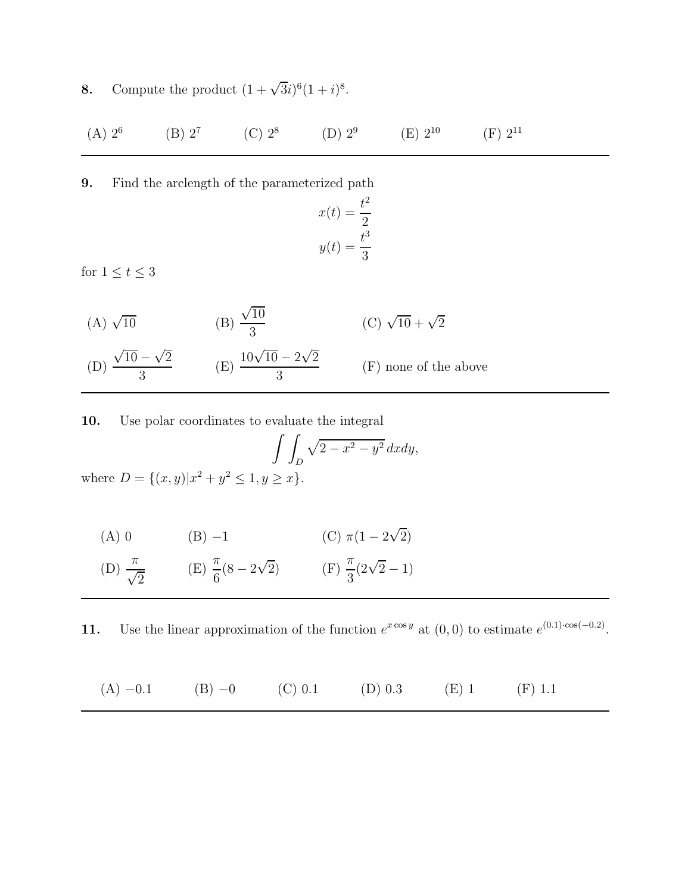**8.** Compute the product $(1+\sqrt{3}i)^6(1+i)^8$.

(A) $2^6$ (B) $2^7$ (C) $2^8$ (D) $2^9$ (E) $2^{10}$ (F) $2^{11}$

---

**9.** Find the arclength of the parameterized path

$$x(t) = \frac{t^2}{2}$$
$$y(t) = \frac{t^3}{3}$$

for $1 \le t \le 3$

(A) $\sqrt{10}$ (B) $\dfrac{\sqrt{10}}{3}$ (C) $\sqrt{10}+\sqrt{2}$

(D) $\dfrac{\sqrt{10}-\sqrt{2}}{3}$ (E) $\dfrac{10\sqrt{10}-2\sqrt{2}}{3}$ (F) none of the above

---

**10.** Use polar coordinates to evaluate the integral

$$\int\int_D \sqrt{2-x^2-y^2}\,dxdy,$$

where $D = \{(x,y) | x^2+y^2 \le 1, y \ge x\}$.

(A) 0 (B) $-1$ (C) $\pi(1-2\sqrt{2})$

(D) $\dfrac{\pi}{\sqrt{2}}$ (E) $\dfrac{\pi}{6}(8-2\sqrt{2})$ (F) $\dfrac{\pi}{3}(2\sqrt{2}-1)$

---

**11.** Use the linear approximation of the function $e^{x\cos y}$ at $(0,0)$ to estimate $e^{(0.1)\cdot\cos(-0.2)}$.

(A) $-0.1$ (B) $-0$ (C) 0.1 (D) 0.3 (E) 1 (F) 1.1

---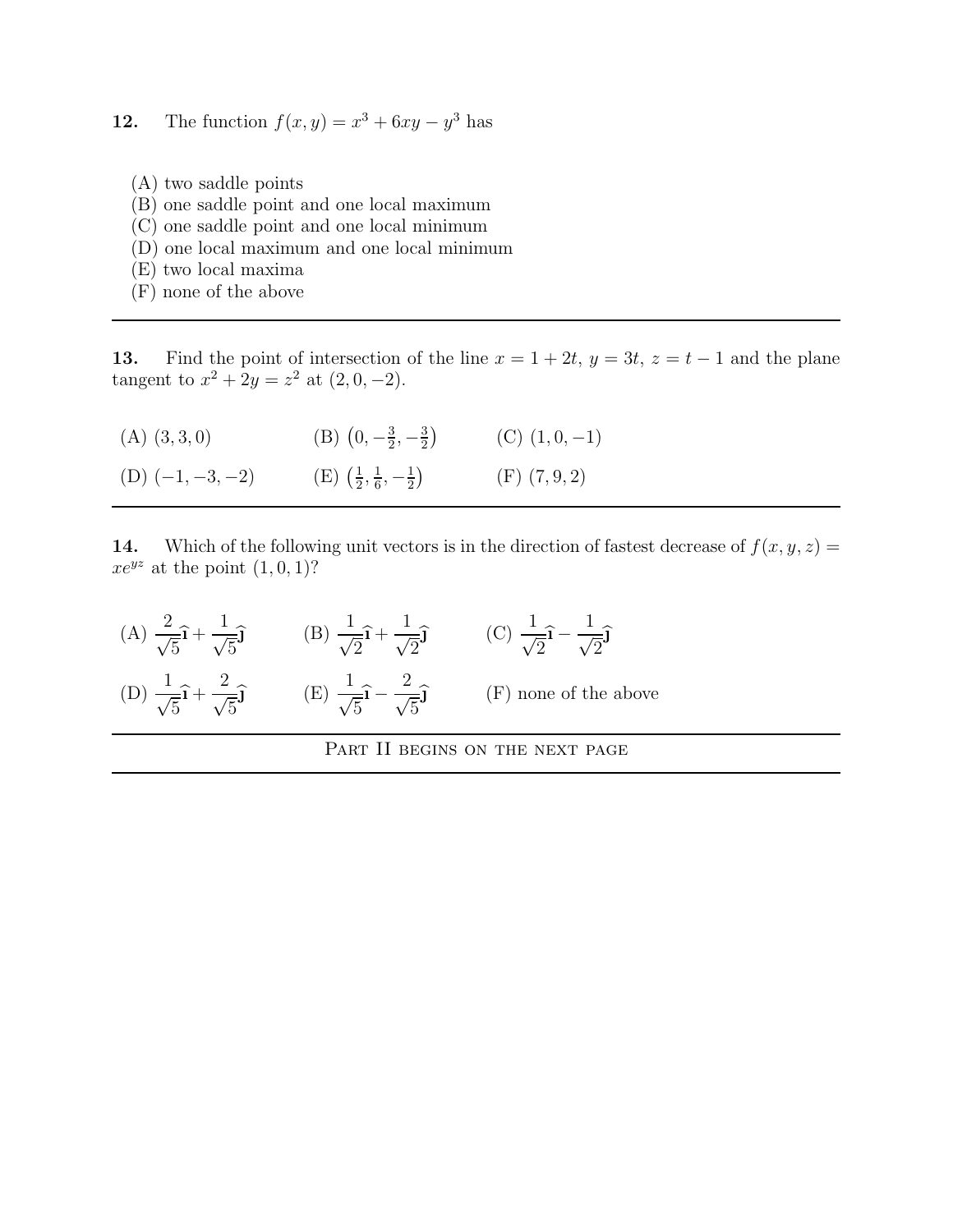**12.** The function $f(x, y) = x^3 + 6xy - y^3$ has

(A) two saddle points
(B) one saddle point and one local maximum
(C) one saddle point and one local minimum
(D) one local maximum and one local minimum
(E) two local maxima
(F) none of the above

---

**13.** Find the point of intersection of the line $x = 1 + 2t$, $y = 3t$, $z = t - 1$ and the plane tangent to $x^2 + 2y = z^2$ at $(2, 0, -2)$.

(A) $(3, 3, 0)$ (B) $\left(0, -\frac{3}{2}, -\frac{3}{2}\right)$ (C) $(1, 0, -1)$

(D) $(-1, -3, -2)$ (E) $\left(\frac{1}{2}, \frac{1}{6}, -\frac{1}{2}\right)$ (F) $(7, 9, 2)$

---

**14.** Which of the following unit vectors is in the direction of fastest decrease of $f(x, y, z) = xe^{yz}$ at the point $(1, 0, 1)$?

(A) $\dfrac{2}{\sqrt{5}}\hat{\mathbf{\imath}} + \dfrac{1}{\sqrt{5}}\hat{\mathbf{\jmath}}$ (B) $\dfrac{1}{\sqrt{2}}\hat{\mathbf{\imath}} + \dfrac{1}{\sqrt{2}}\hat{\mathbf{\jmath}}$ (C) $\dfrac{1}{\sqrt{2}}\hat{\mathbf{\imath}} - \dfrac{1}{\sqrt{2}}\hat{\mathbf{\jmath}}$

(D) $\dfrac{1}{\sqrt{5}}\hat{\mathbf{\imath}} + \dfrac{2}{\sqrt{5}}\hat{\mathbf{\jmath}}$ (E) $\dfrac{1}{\sqrt{5}}\hat{\mathbf{\imath}} - \dfrac{2}{\sqrt{5}}\hat{\mathbf{\jmath}}$ (F) none of the above

---

Part II begins on the next page

---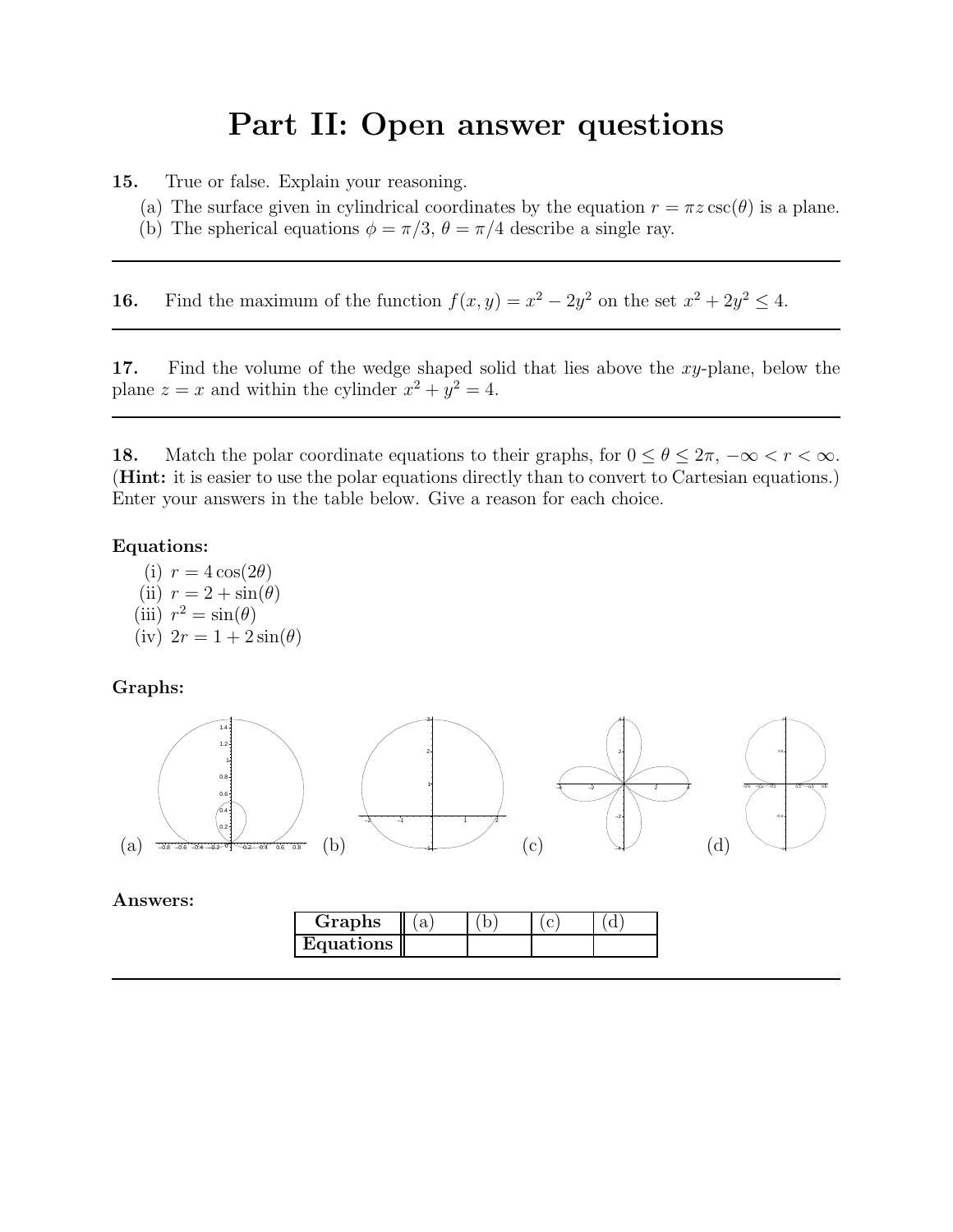# Part II: Open answer questions

**15.** True or false. Explain your reasoning.

(a) The surface given in cylindrical coordinates by the equation $r = \pi z \csc(\theta)$ is a plane.

(b) The spherical equations $\phi = \pi/3$, $\theta = \pi/4$ describe a single ray.

---

**16.** Find the maximum of the function $f(x, y) = x^2 - 2y^2$ on the set $x^2 + 2y^2 \leq 4$.

---

**17.** Find the volume of the wedge shaped solid that lies above the $xy$-plane, below the plane $z = x$ and within the cylinder $x^2 + y^2 = 4$.

---

**18.** Match the polar coordinate equations to their graphs, for $0 \leq \theta \leq 2\pi$, $-\infty < r < \infty$. (**Hint:** it is easier to use the polar equations directly than to convert to Cartesian equations.) Enter your answers in the table below. Give a reason for each choice.

**Equations:**

(i) $r = 4\cos(2\theta)$

(ii) $r = 2 + \sin(\theta)$

(iii) $r^2 = \sin(\theta)$

(iv) $2r = 1 + 2\sin(\theta)$

**Graphs:**

(a) (b) (c) (d)

**Answers:**

| Graphs | (a) | (b) | (c) | (d) |
|---|---|---|---|---|
| Equations | | | | |

---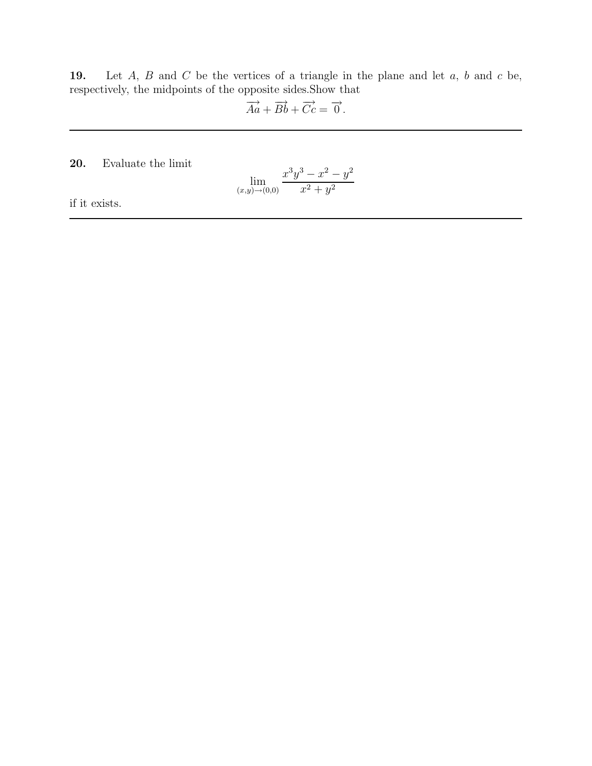**19.** Let $A$, $B$ and $C$ be the vertices of a triangle in the plane and let $a$, $b$ and $c$ be, respectively, the midpoints of the opposite sides.Show that

$$\overrightarrow{Aa} + \overrightarrow{Bb} + \overrightarrow{Cc} = \overrightarrow{0}.$$

---

**20.** Evaluate the limit

$$\lim_{(x,y)\to(0,0)} \frac{x^3y^3 - x^2 - y^2}{x^2 + y^2}$$

if it exists.

---